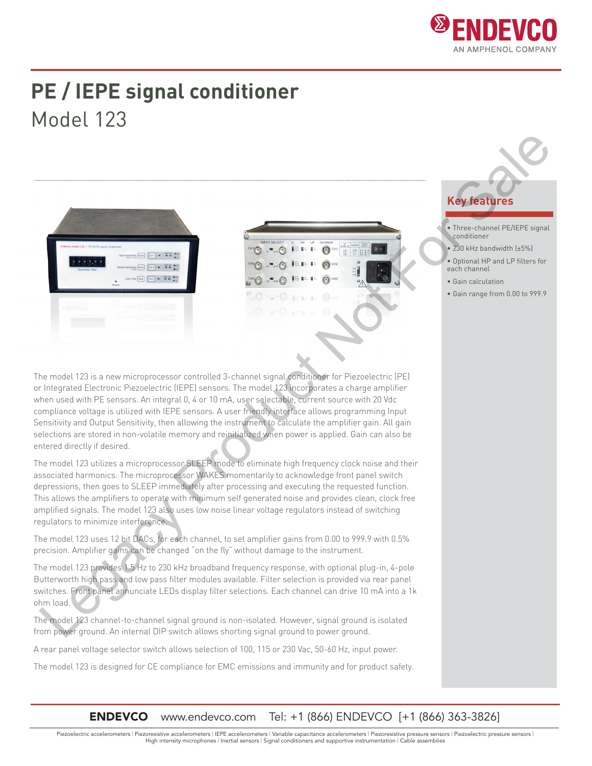# PE / IEPE signal conditioner

## Model 123

### Key features

- Three-channel PE/IEPE signal conditioner
- 230 kHz bandwidth (±5%)
- Optional HP and LP filters for each channel
- Gain calculation
- Gain range from 0.00 to 999.9

The model 123 is a new microprocessor controlled 3-channel signal conditioner for Piezoelectric (PE) or Integrated Electronic Piezoelectric (IEPE) sensors. The model 123 incorporates a charge amplifier when used with PE sensors. An integral 0, 4 or 10 mA, user selectable, current source with 20 Vdc compliance voltage is utilized with IEPE sensors. A user friendly interface allows programming Input Sensitivity and Output Sensitivity, then allowing the instrument to calculate the amplifier gain. All gain selections are stored in non-volatile memory and reinitialized when power is applied. Gain can also be entered directly if desired.

The model 123 utilizes a microprocessor SLEEP mode to eliminate high frequency clock noise and their associated harmonics. The microprocessor WAKES momentarily to acknowledge front panel switch depressions, then goes to SLEEP immediately after processing and executing the requested function. This allows the amplifiers to operate with minimum self generated noise and provides clean, clock free amplified signals. The model 123 also uses low noise linear voltage regulators instead of switching regulators to minimize interference.

The model 123 uses 12 bit DACs, for each channel, to set amplifier gains from 0.00 to 999.9 with 0.5% precision. Amplifier gains can be changed "on the fly" without damage to the instrument.

The model 123 provides 1.5 Hz to 230 kHz broadband frequency response, with optional plug-in, 4-pole Butterworth high pass and low pass filter modules available. Filter selection is provided via rear panel switches. Front panel annunciate LEDs display filter selections. Each channel can drive 10 mA into a 1k ohm load.

The model 123 channel-to-channel signal ground is non-isolated. However, signal ground is isolated from power ground. An internal DIP switch allows shorting signal ground to power ground.

A rear panel voltage selector switch allows selection of 100, 115 or 230 Vac, 50-60 Hz, input power.

The model 123 is designed for CE compliance for EMC emissions and immunity and for product safety.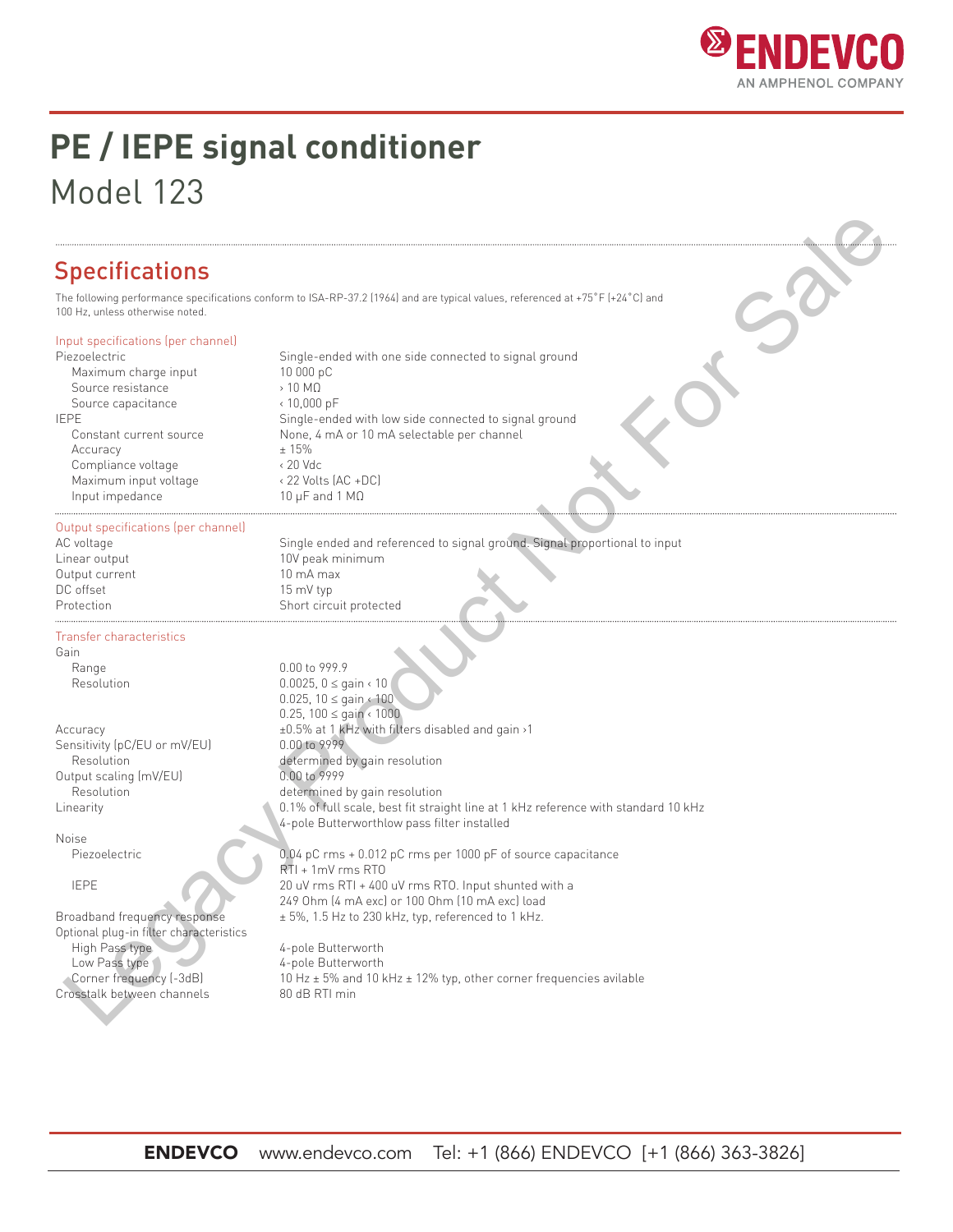# PE / IEPE signal conditioner

Model 123

## Specifications

The following performance specifications conform to ISA-RP-37.2 (1964) and are typical values, referenced at +75˚F (+24˚C) and 100 Hz, unless otherwise noted.

| Input specifications (per channel) | |
|---|---|
| Piezoelectric | Single-ended with one side connected to signal ground |
| Maximum charge input | 10 000 pC |
| Source resistance | › 10 MΩ |
| Source capacitance | ‹ 10,000 pF |
| IEPE | Single-ended with low side connected to signal ground |
| Constant current source | None, 4 mA or 10 mA selectable per channel |
| Accuracy | ± 15% |
| Compliance voltage | ‹ 20 Vdc |
| Maximum input voltage | ‹ 22 Volts (AC +DC) |
| Input impedance | 10 µF and 1 MΩ |

| Output specifications (per channel) | |
|---|---|
| AC voltage | Single ended and referenced to signal ground. Signal proportional to input |
| Linear output | 10V peak minimum |
| Output current | 10 mA max |
| DC offset | 15 mV typ |
| Protection | Short circuit protected |

| Transfer characteristics | |
|---|---|
| Gain | |
| Range | 0.00 to 999.9 |
| Resolution | 0.0025, 0 ≤ gain ‹ 10<br>0.025, 10 ≤ gain ‹ 100<br>0.25, 100 ≤ gain ‹ 1000 |
| Accuracy | ±0.5% at 1 kHz with filters disabled and gain ›1 |
| Sensitivity (pC/EU or mV/EU) | 0.00 to 9999 |
| Resolution | determined by gain resolution |
| Output scaling (mV/EU) | 0.00 to 9999 |
| Resolution | determined by gain resolution |
| Linearity | 0.1% of full scale, best fit straight line at 1 kHz reference with standard 10 kHz 4-pole Butterworthlow pass filter installed |
| Noise | |
| Piezoelectric | 0.04 pC rms + 0.012 pC rms per 1000 pF of source capacitance RTI + 1mV rms RTO |
| IEPE | 20 uV rms RTI + 400 uV rms RTO. Input shunted with a 249 Ohm (4 mA exc) or 100 Ohm (10 mA exc) load |
| Broadband frequency response | ± 5%, 1.5 Hz to 230 kHz, typ, referenced to 1 kHz. |
| Optional plug-in filter characteristics | |
| High Pass type | 4-pole Butterworth |
| Low Pass type | 4-pole Butterworth |
| Corner frequency (-3dB) | 10 Hz ± 5% and 10 kHz ± 12% typ, other corner frequencies avilable |
| Crosstalk between channels | 80 dB RTI min |

Legacy Product Not For Sale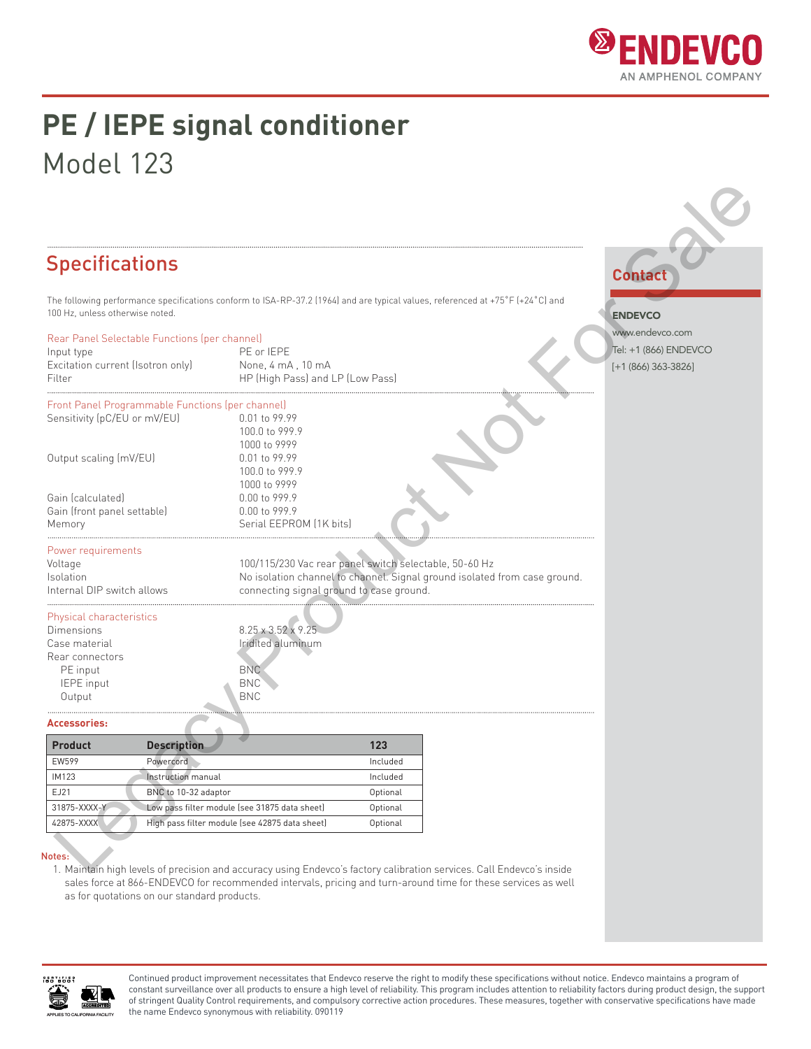# PE / IEPE signal conditioner

Model 123

## Specifications

The following performance specifications conform to ISA-RP-37.2 (1964) and are typical values, referenced at +75˚F (+24˚C) and 100 Hz, unless otherwise noted.

| | |
|---|---|
| **Rear Panel Selectable Functions (per channel)** | |
| Input type | PE or IEPE |
| Excitation current (Isotron only) | None, 4 mA , 10 mA |
| Filter | HP (High Pass) and LP (Low Pass) |
| **Front Panel Programmable Functions (per channel)** | |
| Sensitivity (pC/EU or mV/EU) | 0.01 to 99.99<br>100.0 to 999.9<br>1000 to 9999 |
| Output scaling (mV/EU) | 0.01 to 99.99<br>100.0 to 999.9<br>1000 to 9999 |
| Gain (calculated) | 0.00 to 999.9 |
| Gain (front panel settable) | 0.00 to 999.9 |
| Memory | Serial EEPROM (1K bits) |
| **Power requirements** | |
| Voltage | 100/115/230 Vac rear panel switch selectable, 50-60 Hz |
| Isolation | No isolation channel to channel. Signal ground isolated from case ground. |
| Internal DIP switch allows | connecting signal ground to case ground. |
| **Physical characteristics** | |
| Dimensions | 8.25 x 3.52 x 9.25 |
| Case material | Iridited aluminum |
| Rear connectors | |
| PE input | BNC |
| IEPE input | BNC |
| Output | BNC |

**Accessories:**

| Product | Description | 123 |
|---|---|---|
| EW599 | Powercord | Included |
| IM123 | Instruction manual | Included |
| EJ21 | BNC to 10-32 adaptor | Optional |
| 31875-XXXX-Y | Low pass filter module (see 31875 data sheet) | Optional |
| 42875-XXXX | High pass filter module (see 42875 data sheet) | Optional |

Notes:

1. Maintain high levels of precision and accuracy using Endevco's factory calibration services. Call Endevco's inside sales force at 866-ENDEVCO for recommended intervals, pricing and turn-around time for these services as well as for quotations on our standard products.

## Contact

**ENDEVCO**

www.endevco.com

Tel: +1 (866) ENDEVCO

[+1 (866) 363-3826]

Legacy Product Not For Sale

Continued product improvement necessitates that Endevco reserve the right to modify these specifications without notice. Endevco maintains a program of constant surveillance over all products to ensure a high level of reliability. This program includes attention to reliability factors during product design, the support of stringent Quality Control requirements, and compulsory corrective action procedures. These measures, together with conservative specifications have made the name Endevco synonymous with reliability. 090119

APPLIES TO CALIFORNIA FACILITY